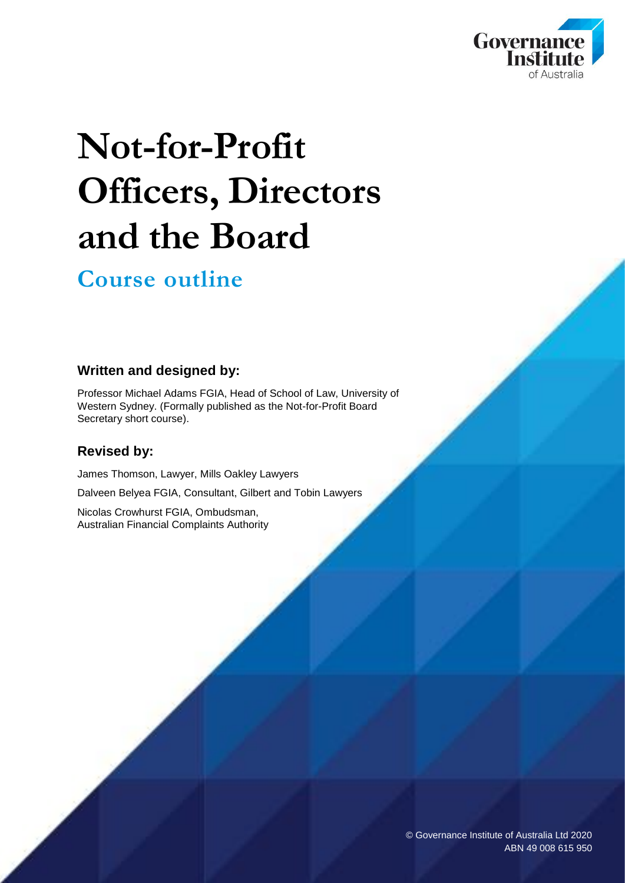# Not-for-Profit Officers, Directors and the Board

## Course outline

### Written and designed by:

Professor Michael Adams FGIA, Head of School of Law, University of Western Sydney. (Formally published as the Not-for-Profit Board Secretary short course).

### Revised by:

James Thomson, Lawyer, Mills Oakley Lawyers

Dalveen Belyea FGIA, Consultant, Gilbert and Tobin Lawyers

Nicolas Crowhurst FGIA, Ombudsman,
Australian Financial Complaints Authority

© Governance Institute of Australia Ltd 2020
ABN 49 008 615 950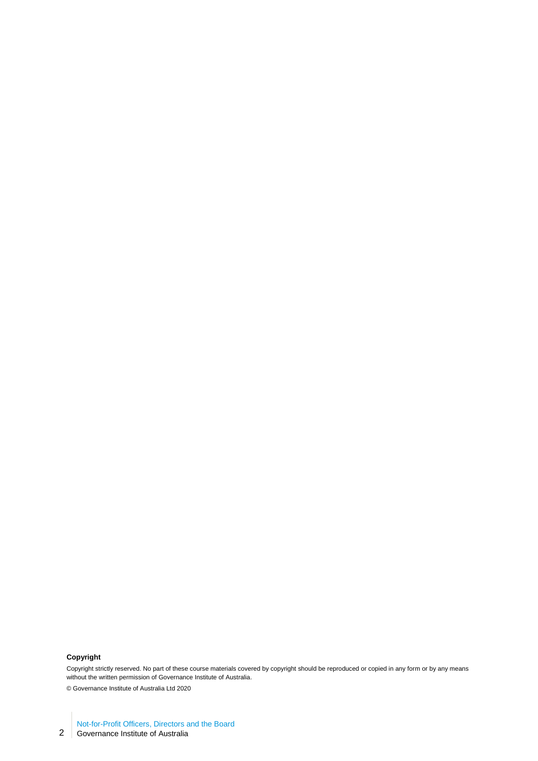**Copyright**

Copyright strictly reserved. No part of these course materials covered by copyright should be reproduced or copied in any form or by any means without the written permission of Governance Institute of Australia.

© Governance Institute of Australia Ltd 2020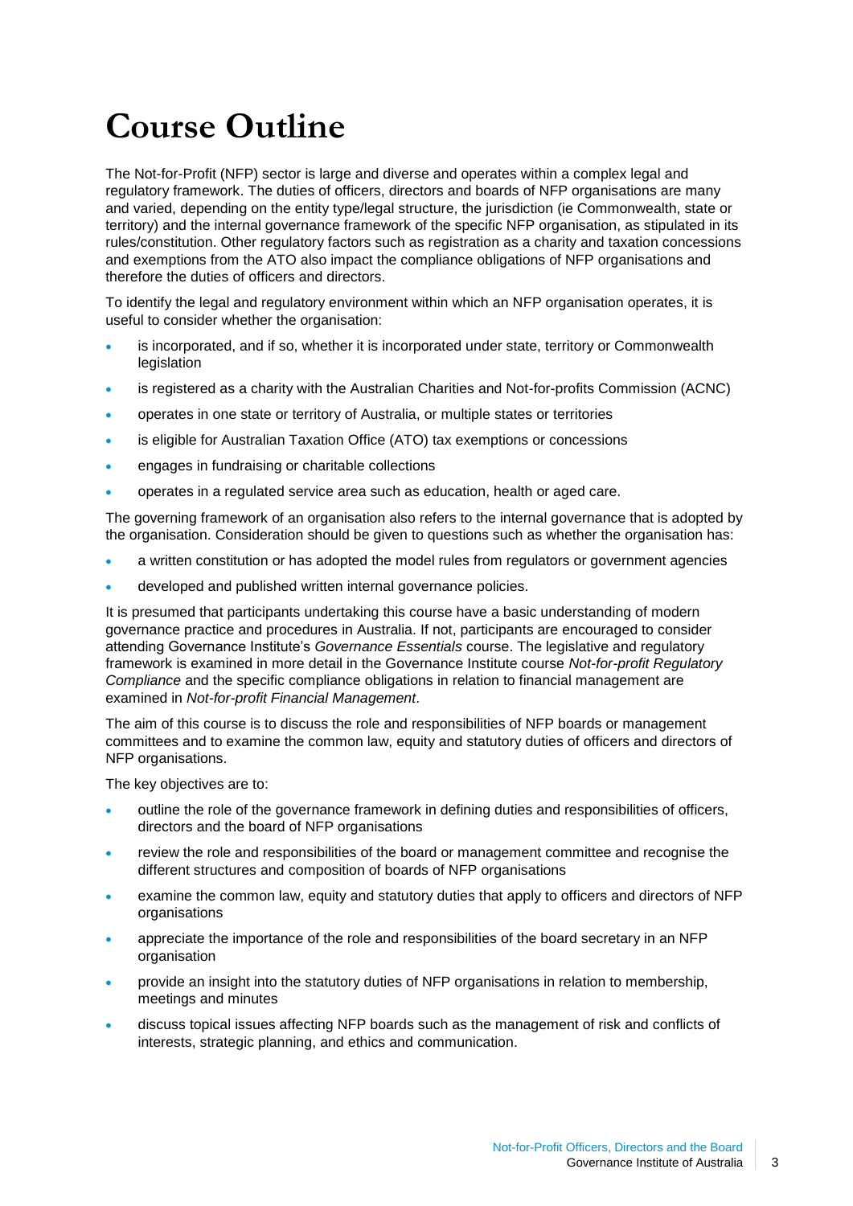# Course Outline

The Not-for-Profit (NFP) sector is large and diverse and operates within a complex legal and regulatory framework. The duties of officers, directors and boards of NFP organisations are many and varied, depending on the entity type/legal structure, the jurisdiction (ie Commonwealth, state or territory) and the internal governance framework of the specific NFP organisation, as stipulated in its rules/constitution. Other regulatory factors such as registration as a charity and taxation concessions and exemptions from the ATO also impact the compliance obligations of NFP organisations and therefore the duties of officers and directors.

To identify the legal and regulatory environment within which an NFP organisation operates, it is useful to consider whether the organisation:

- is incorporated, and if so, whether it is incorporated under state, territory or Commonwealth legislation
- is registered as a charity with the Australian Charities and Not-for-profits Commission (ACNC)
- operates in one state or territory of Australia, or multiple states or territories
- is eligible for Australian Taxation Office (ATO) tax exemptions or concessions
- engages in fundraising or charitable collections
- operates in a regulated service area such as education, health or aged care.

The governing framework of an organisation also refers to the internal governance that is adopted by the organisation. Consideration should be given to questions such as whether the organisation has:

- a written constitution or has adopted the model rules from regulators or government agencies
- developed and published written internal governance policies.

It is presumed that participants undertaking this course have a basic understanding of modern governance practice and procedures in Australia. If not, participants are encouraged to consider attending Governance Institute's *Governance Essentials* course. The legislative and regulatory framework is examined in more detail in the Governance Institute course *Not-for-profit Regulatory Compliance* and the specific compliance obligations in relation to financial management are examined in *Not-for-profit Financial Management*.

The aim of this course is to discuss the role and responsibilities of NFP boards or management committees and to examine the common law, equity and statutory duties of officers and directors of NFP organisations.

The key objectives are to:

- outline the role of the governance framework in defining duties and responsibilities of officers, directors and the board of NFP organisations
- review the role and responsibilities of the board or management committee and recognise the different structures and composition of boards of NFP organisations
- examine the common law, equity and statutory duties that apply to officers and directors of NFP organisations
- appreciate the importance of the role and responsibilities of the board secretary in an NFP organisation
- provide an insight into the statutory duties of NFP organisations in relation to membership, meetings and minutes
- discuss topical issues affecting NFP boards such as the management of risk and conflicts of interests, strategic planning, and ethics and communication.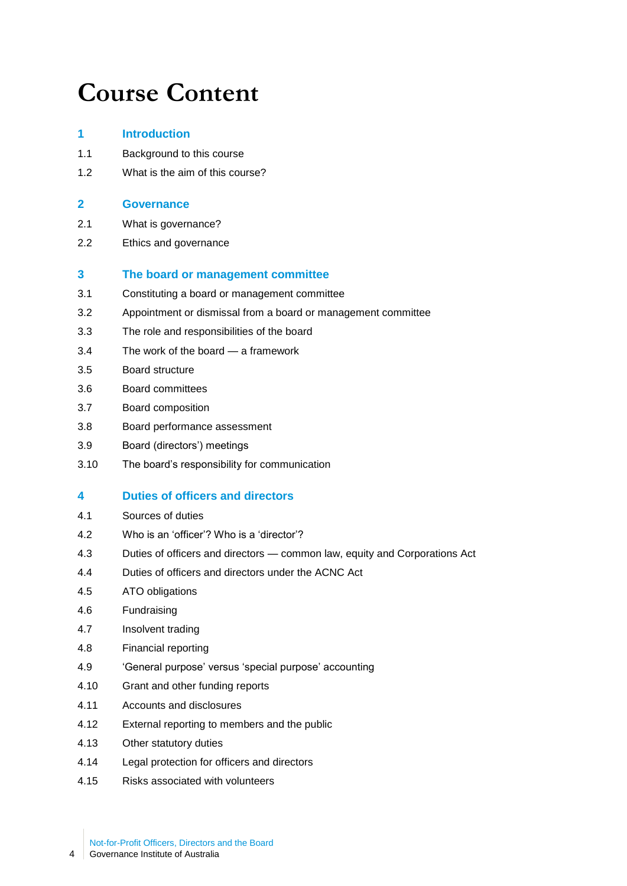# Course Content

## 1 Introduction

1.1 Background to this course

1.2 What is the aim of this course?

## 2 Governance

2.1 What is governance?

2.2 Ethics and governance

## 3 The board or management committee

3.1 Constituting a board or management committee

3.2 Appointment or dismissal from a board or management committee

3.3 The role and responsibilities of the board

3.4 The work of the board — a framework

3.5 Board structure

3.6 Board committees

3.7 Board composition

3.8 Board performance assessment

3.9 Board (directors') meetings

3.10 The board's responsibility for communication

## 4 Duties of officers and directors

4.1 Sources of duties

4.2 Who is an 'officer'? Who is a 'director'?

4.3 Duties of officers and directors — common law, equity and Corporations Act

4.4 Duties of officers and directors under the ACNC Act

4.5 ATO obligations

4.6 Fundraising

4.7 Insolvent trading

4.8 Financial reporting

4.9 'General purpose' versus 'special purpose' accounting

4.10 Grant and other funding reports

4.11 Accounts and disclosures

4.12 External reporting to members and the public

4.13 Other statutory duties

4.14 Legal protection for officers and directors

4.15 Risks associated with volunteers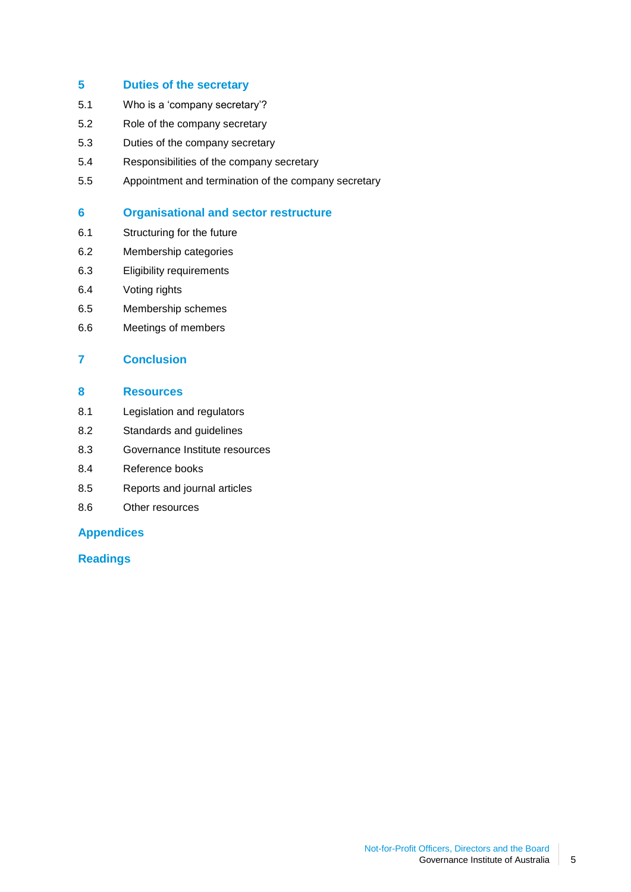## 5 Duties of the secretary

- 5.1 Who is a 'company secretary'?
- 5.2 Role of the company secretary
- 5.3 Duties of the company secretary
- 5.4 Responsibilities of the company secretary
- 5.5 Appointment and termination of the company secretary

## 6 Organisational and sector restructure

- 6.1 Structuring for the future
- 6.2 Membership categories
- 6.3 Eligibility requirements
- 6.4 Voting rights
- 6.5 Membership schemes
- 6.6 Meetings of members

## 7 Conclusion

## 8 Resources

- 8.1 Legislation and regulators
- 8.2 Standards and guidelines
- 8.3 Governance Institute resources
- 8.4 Reference books
- 8.5 Reports and journal articles
- 8.6 Other resources

## Appendices

## Readings